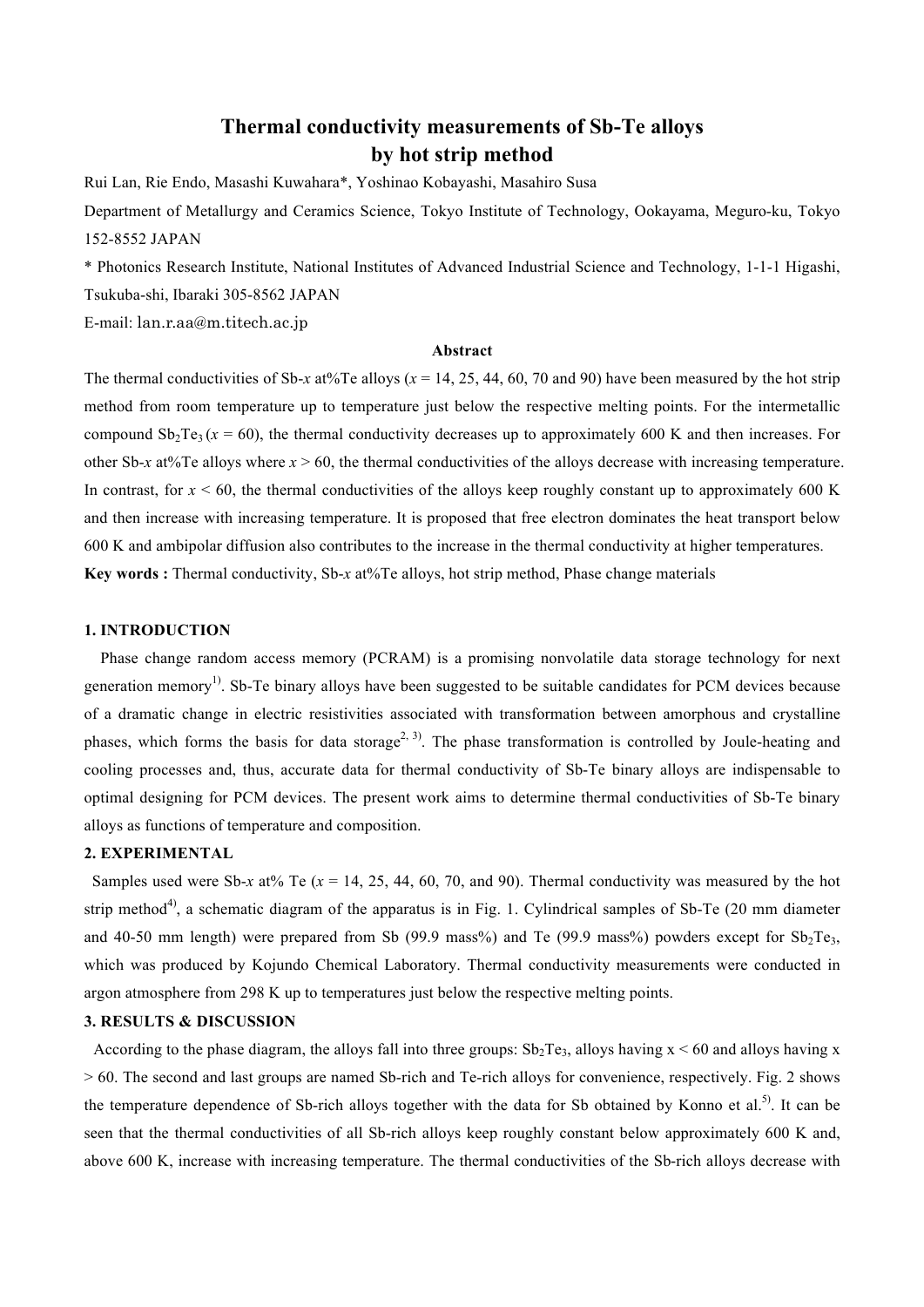# Thermal conductivity measurements of Sb-Te alloys by hot strip method

Rui Lan, Rie Endo, Masashi Kuwahara*, Yoshinao Kobayashi, Masahiro Susa

Department of Metallurgy and Ceramics Science, Tokyo Institute of Technology, Ookayama, Meguro-ku, Tokyo 152-8552 JAPAN

* Photonics Research Institute, National Institutes of Advanced Industrial Science and Technology, 1-1-1 Higashi, Tsukuba-shi, Ibaraki 305-8562 JAPAN

E-mail: lan.r.aa@m.titech.ac.jp

### Abstract

The thermal conductivities of Sb-*x* at%Te alloys (*x* = 14, 25, 44, 60, 70 and 90) have been measured by the hot strip method from room temperature up to temperature just below the respective melting points. For the intermetallic compound $Sb_2Te_3$ (*x* = 60), the thermal conductivity decreases up to approximately 600 K and then increases. For other Sb-*x* at%Te alloys where *x* > 60, the thermal conductivities of the alloys decrease with increasing temperature. In contrast, for *x* < 60, the thermal conductivities of the alloys keep roughly constant up to approximately 600 K and then increase with increasing temperature. It is proposed that free electron dominates the heat transport below 600 K and ambipolar diffusion also contributes to the increase in the thermal conductivity at higher temperatures.

**Key words :** Thermal conductivity, Sb-*x* at%Te alloys, hot strip method, Phase change materials

## 1. INTRODUCTION

Phase change random access memory (PCRAM) is a promising nonvolatile data storage technology for next generation memory[1)]. Sb-Te binary alloys have been suggested to be suitable candidates for PCM devices because of a dramatic change in electric resistivities associated with transformation between amorphous and crystalline phases, which forms the basis for data storage[2, 3)]. The phase transformation is controlled by Joule-heating and cooling processes and, thus, accurate data for thermal conductivity of Sb-Te binary alloys are indispensable to optimal designing for PCM devices. The present work aims to determine thermal conductivities of Sb-Te binary alloys as functions of temperature and composition.

## 2. EXPERIMENTAL

Samples used were Sb-*x* at% Te (*x* = 14, 25, 44, 60, 70, and 90). Thermal conductivity was measured by the hot strip method[4)], a schematic diagram of the apparatus is in Fig. 1. Cylindrical samples of Sb-Te (20 mm diameter and 40-50 mm length) were prepared from Sb (99.9 mass%) and Te (99.9 mass%) powders except for $Sb_2Te_3$, which was produced by Kojundo Chemical Laboratory. Thermal conductivity measurements were conducted in argon atmosphere from 298 K up to temperatures just below the respective melting points.

## 3. RESULTS & DISCUSSION

According to the phase diagram, the alloys fall into three groups: $Sb_2Te_3$, alloys having x < 60 and alloys having x > 60. The second and last groups are named Sb-rich and Te-rich alloys for convenience, respectively. Fig. 2 shows the temperature dependence of Sb-rich alloys together with the data for Sb obtained by Konno et al.[5)]. It can be seen that the thermal conductivities of all Sb-rich alloys keep roughly constant below approximately 600 K and, above 600 K, increase with increasing temperature. The thermal conductivities of the Sb-rich alloys decrease with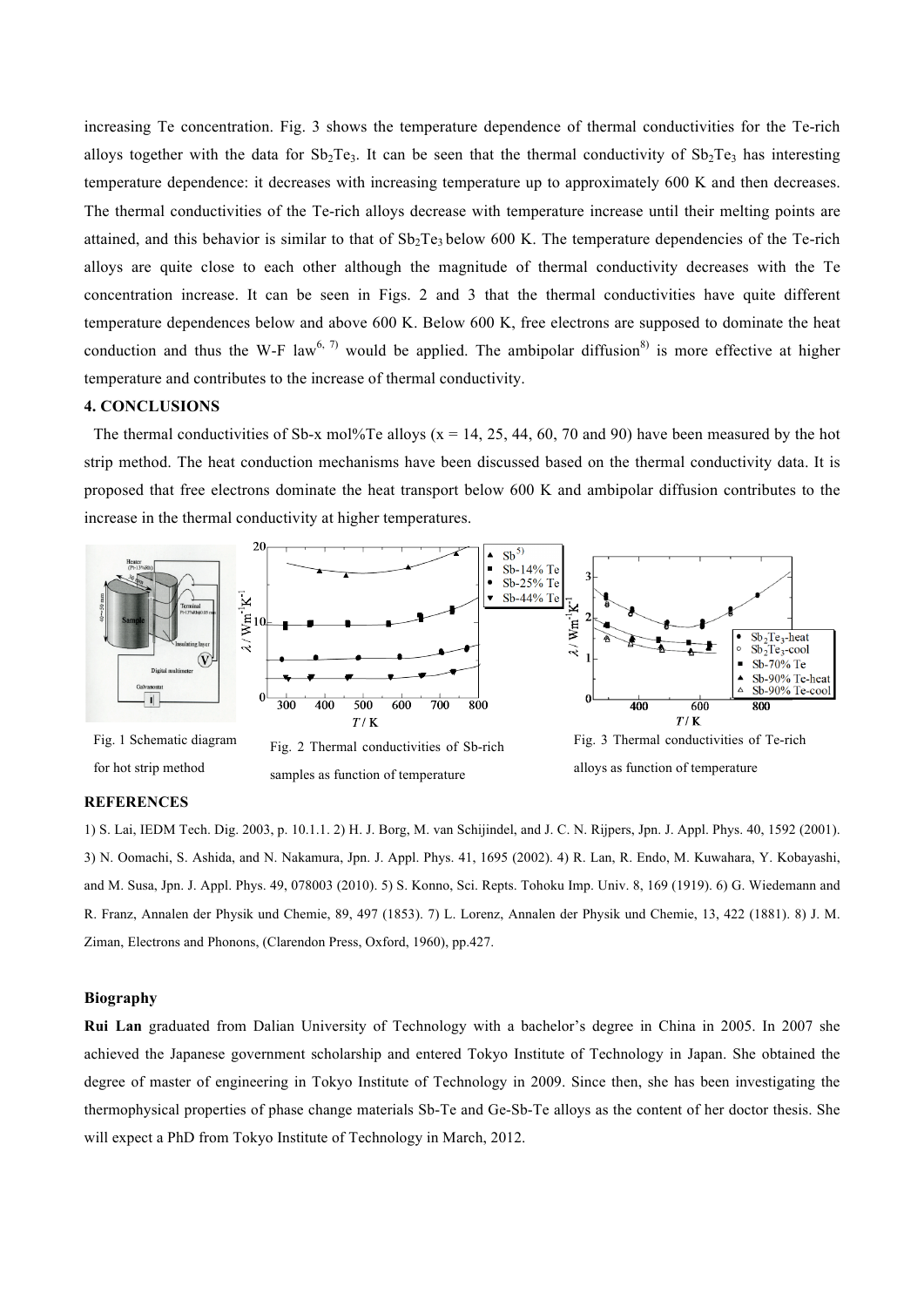increasing Te concentration. Fig. 3 shows the temperature dependence of thermal conductivities for the Te-rich alloys together with the data for $Sb_2Te_3$. It can be seen that the thermal conductivity of $Sb_2Te_3$ has interesting temperature dependence: it decreases with increasing temperature up to approximately 600 K and then decreases. The thermal conductivities of the Te-rich alloys decrease with temperature increase until their melting points are attained, and this behavior is similar to that of $Sb_2Te_3$ below 600 K. The temperature dependencies of the Te-rich alloys are quite close to each other although the magnitude of thermal conductivity decreases with the Te concentration increase. It can be seen in Figs. 2 and 3 that the thermal conductivities have quite different temperature dependences below and above 600 K. Below 600 K, free electrons are supposed to dominate the heat conduction and thus the W-F law[6, 7] would be applied. The ambipolar diffusion[8] is more effective at higher temperature and contributes to the increase of thermal conductivity.

**4. CONCLUSIONS**

The thermal conductivities of Sb-x mol%Te alloys (x = 14, 25, 44, 60, 70 and 90) have been measured by the hot strip method. The heat conduction mechanisms have been discussed based on the thermal conductivity data. It is proposed that free electrons dominate the heat transport below 600 K and ambipolar diffusion contributes to the increase in the thermal conductivity at higher temperatures.

Heater (Pt-13%Rh)
Terminal
Sample
Insulating layer
Digital multimeter
Galvanostat

Fig. 1 Schematic diagram for hot strip method

$\lambda$ / Wm$^{-1}$K$^{-1}$
20
10
0
300 400 500 600 700 800
$T$ / K
Sb[5]
Sb-14% Te
Sb-25% Te
Sb-44% Te

Fig. 2 Thermal conductivities of Sb-rich samples as function of temperature

$\lambda$ / Wm$^{-1}$K$^{-1}$
3
2
1
0
400 600 800
$T$ / K
$Sb_2Te_3$-heat
$Sb_2Te_3$-cool
Sb-70% Te
Sb-90% Te-heat
Sb-90% Te-cool

Fig. 3 Thermal conductivities of Te-rich alloys as function of temperature

**REFERENCES**

1) S. Lai, IEDM Tech. Dig. 2003, p. 10.1.1. 2) H. J. Borg, M. van Schijindel, and J. C. N. Rijpers, Jpn. J. Appl. Phys. 40, 1592 (2001). 3) N. Oomachi, S. Ashida, and N. Nakamura, Jpn. J. Appl. Phys. 41, 1695 (2002). 4) R. Lan, R. Endo, M. Kuwahara, Y. Kobayashi, and M. Susa, Jpn. J. Appl. Phys. 49, 078003 (2010). 5) S. Konno, Sci. Repts. Tohoku Imp. Univ. 8, 169 (1919). 6) G. Wiedemann and R. Franz, Annalen der Physik und Chemie, 89, 497 (1853). 7) L. Lorenz, Annalen der Physik und Chemie, 13, 422 (1881). 8) J. M. Ziman, Electrons and Phonons, (Clarendon Press, Oxford, 1960), pp.427.

**Biography**

**Rui Lan** graduated from Dalian University of Technology with a bachelor's degree in China in 2005. In 2007 she achieved the Japanese government scholarship and entered Tokyo Institute of Technology in Japan. She obtained the degree of master of engineering in Tokyo Institute of Technology in 2009. Since then, she has been investigating the thermophysical properties of phase change materials Sb-Te and Ge-Sb-Te alloys as the content of her doctor thesis. She will expect a PhD from Tokyo Institute of Technology in March, 2012.